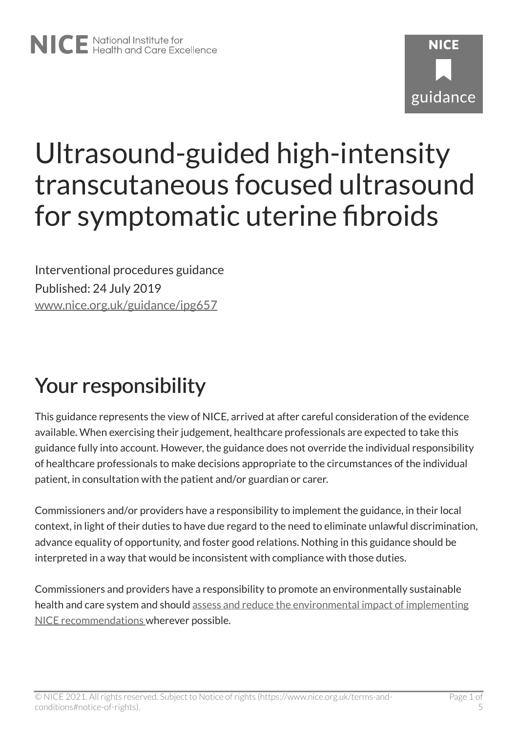# Ultrasound-guided high-intensity transcutaneous focused ultrasound for symptomatic uterine fibroids

Interventional procedures guidance

Published: 24 July 2019

www.nice.org.uk/guidance/ipg657

## Your responsibility

This guidance represents the view of NICE, arrived at after careful consideration of the evidence available. When exercising their judgement, healthcare professionals are expected to take this guidance fully into account. However, the guidance does not override the individual responsibility of healthcare professionals to make decisions appropriate to the circumstances of the individual patient, in consultation with the patient and/or guardian or carer.

Commissioners and/or providers have a responsibility to implement the guidance, in their local context, in light of their duties to have due regard to the need to eliminate unlawful discrimination, advance equality of opportunity, and foster good relations. Nothing in this guidance should be interpreted in a way that would be inconsistent with compliance with those duties.

Commissioners and providers have a responsibility to promote an environmentally sustainable health and care system and should assess and reduce the environmental impact of implementing NICE recommendations wherever possible.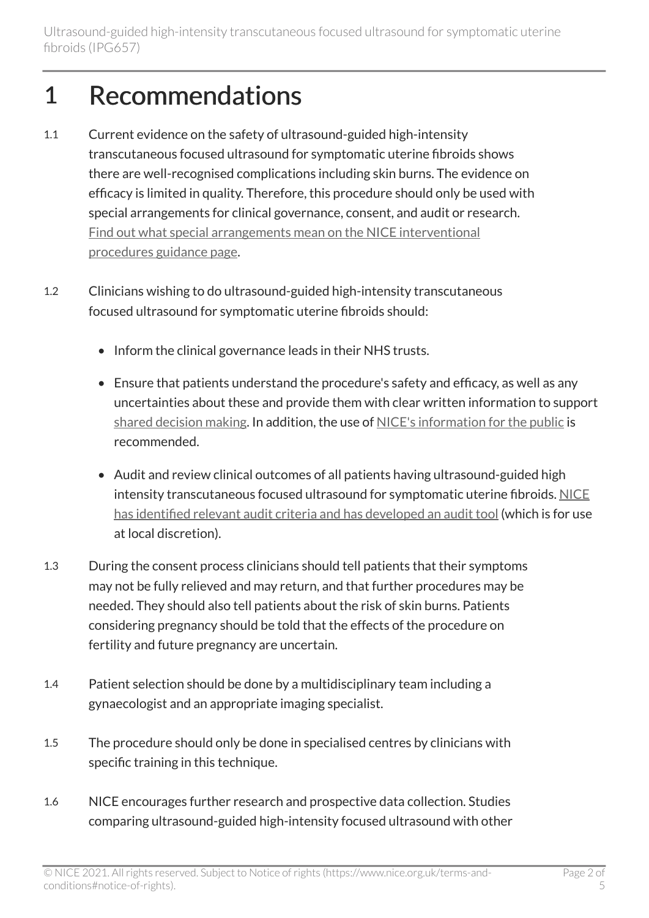# 1 Recommendations

1.1 Current evidence on the safety of ultrasound-guided high-intensity transcutaneous focused ultrasound for symptomatic uterine fibroids shows there are well-recognised complications including skin burns. The evidence on efficacy is limited in quality. Therefore, this procedure should only be used with special arrangements for clinical governance, consent, and audit or research. Find out what special arrangements mean on the NICE interventional procedures guidance page.

1.2 Clinicians wishing to do ultrasound-guided high-intensity transcutaneous focused ultrasound for symptomatic uterine fibroids should:

- Inform the clinical governance leads in their NHS trusts.
- Ensure that patients understand the procedure's safety and efficacy, as well as any uncertainties about these and provide them with clear written information to support shared decision making. In addition, the use of NICE's information for the public is recommended.
- Audit and review clinical outcomes of all patients having ultrasound-guided high intensity transcutaneous focused ultrasound for symptomatic uterine fibroids. NICE has identified relevant audit criteria and has developed an audit tool (which is for use at local discretion).

1.3 During the consent process clinicians should tell patients that their symptoms may not be fully relieved and may return, and that further procedures may be needed. They should also tell patients about the risk of skin burns. Patients considering pregnancy should be told that the effects of the procedure on fertility and future pregnancy are uncertain.

1.4 Patient selection should be done by a multidisciplinary team including a gynaecologist and an appropriate imaging specialist.

1.5 The procedure should only be done in specialised centres by clinicians with specific training in this technique.

1.6 NICE encourages further research and prospective data collection. Studies comparing ultrasound-guided high-intensity focused ultrasound with other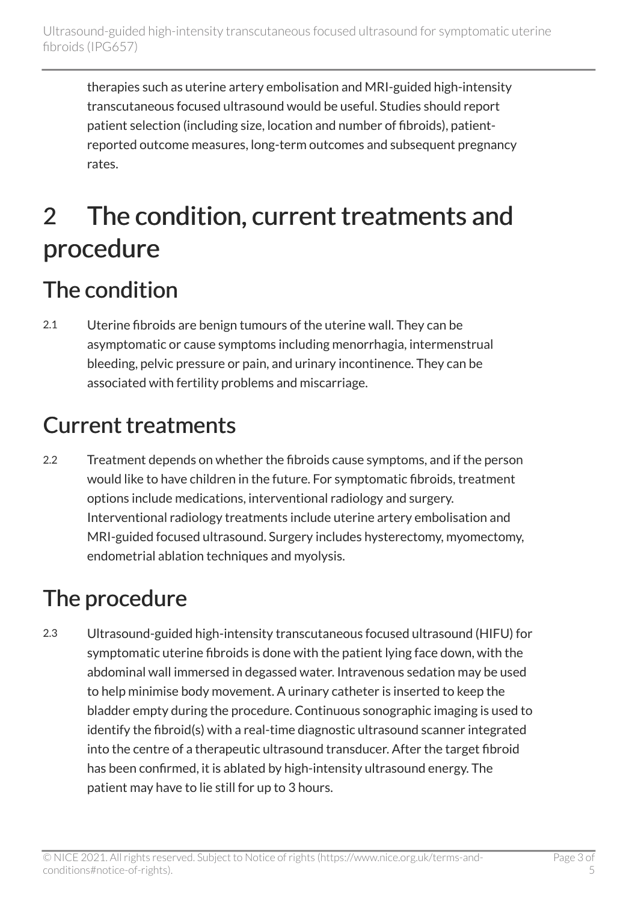therapies such as uterine artery embolisation and MRI-guided high-intensity transcutaneous focused ultrasound would be useful. Studies should report patient selection (including size, location and number of fibroids), patient-reported outcome measures, long-term outcomes and subsequent pregnancy rates.

# 2 The condition, current treatments and procedure

## The condition

2.1 Uterine fibroids are benign tumours of the uterine wall. They can be asymptomatic or cause symptoms including menorrhagia, intermenstrual bleeding, pelvic pressure or pain, and urinary incontinence. They can be associated with fertility problems and miscarriage.

## Current treatments

2.2 Treatment depends on whether the fibroids cause symptoms, and if the person would like to have children in the future. For symptomatic fibroids, treatment options include medications, interventional radiology and surgery. Interventional radiology treatments include uterine artery embolisation and MRI-guided focused ultrasound. Surgery includes hysterectomy, myomectomy, endometrial ablation techniques and myolysis.

## The procedure

2.3 Ultrasound-guided high-intensity transcutaneous focused ultrasound (HIFU) for symptomatic uterine fibroids is done with the patient lying face down, with the abdominal wall immersed in degassed water. Intravenous sedation may be used to help minimise body movement. A urinary catheter is inserted to keep the bladder empty during the procedure. Continuous sonographic imaging is used to identify the fibroid(s) with a real-time diagnostic ultrasound scanner integrated into the centre of a therapeutic ultrasound transducer. After the target fibroid has been confirmed, it is ablated by high-intensity ultrasound energy. The patient may have to lie still for up to 3 hours.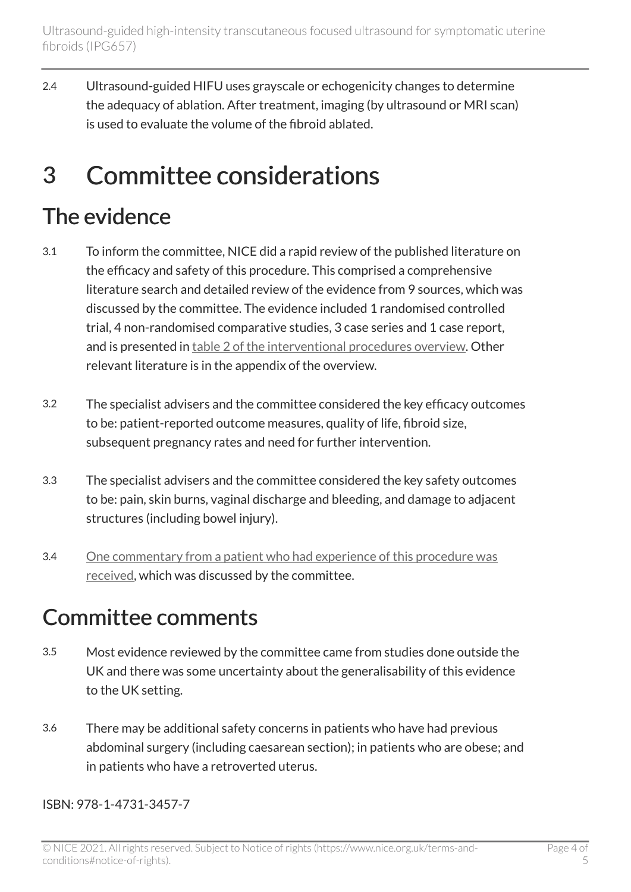2.4 Ultrasound-guided HIFU uses grayscale or echogenicity changes to determine the adequacy of ablation. After treatment, imaging (by ultrasound or MRI scan) is used to evaluate the volume of the fibroid ablated.

# 3 Committee considerations

## The evidence

3.1 To inform the committee, NICE did a rapid review of the published literature on the efficacy and safety of this procedure. This comprised a comprehensive literature search and detailed review of the evidence from 9 sources, which was discussed by the committee. The evidence included 1 randomised controlled trial, 4 non-randomised comparative studies, 3 case series and 1 case report, and is presented in table 2 of the interventional procedures overview. Other relevant literature is in the appendix of the overview.

3.2 The specialist advisers and the committee considered the key efficacy outcomes to be: patient-reported outcome measures, quality of life, fibroid size, subsequent pregnancy rates and need for further intervention.

3.3 The specialist advisers and the committee considered the key safety outcomes to be: pain, skin burns, vaginal discharge and bleeding, and damage to adjacent structures (including bowel injury).

3.4 One commentary from a patient who had experience of this procedure was received, which was discussed by the committee.

## Committee comments

3.5 Most evidence reviewed by the committee came from studies done outside the UK and there was some uncertainty about the generalisability of this evidence to the UK setting.

3.6 There may be additional safety concerns in patients who have had previous abdominal surgery (including caesarean section); in patients who are obese; and in patients who have a retroverted uterus.

ISBN: 978-1-4731-3457-7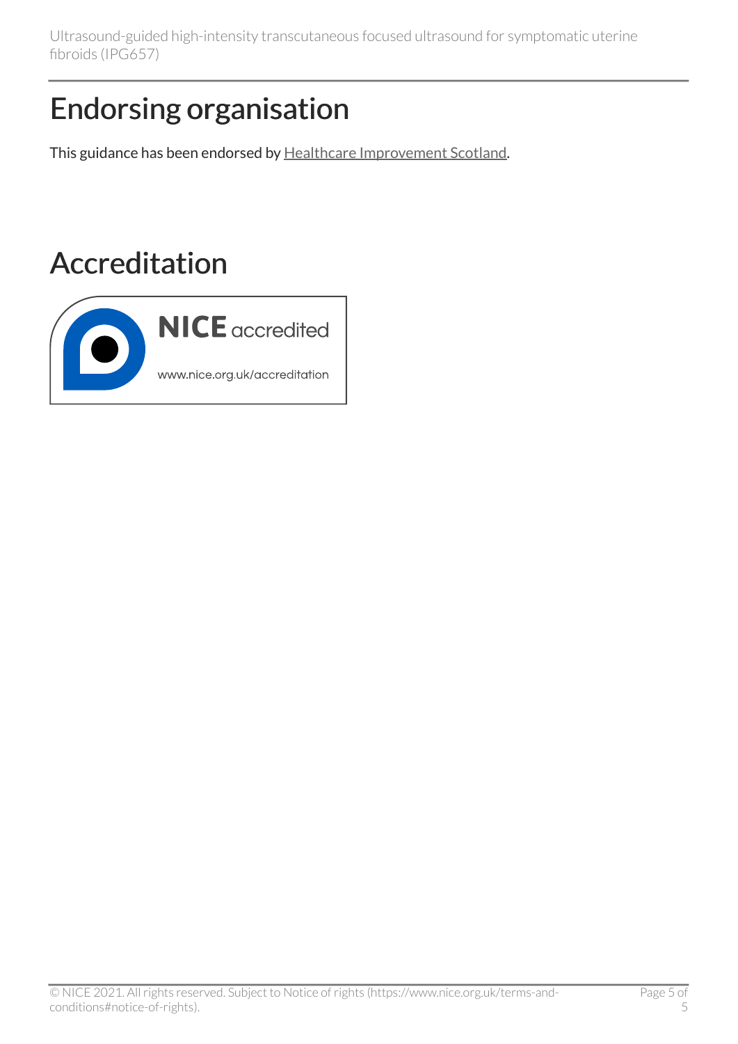## Endorsing organisation

This guidance has been endorsed by Healthcare Improvement Scotland.

## Accreditation

NICE accredited

www.nice.org.uk/accreditation